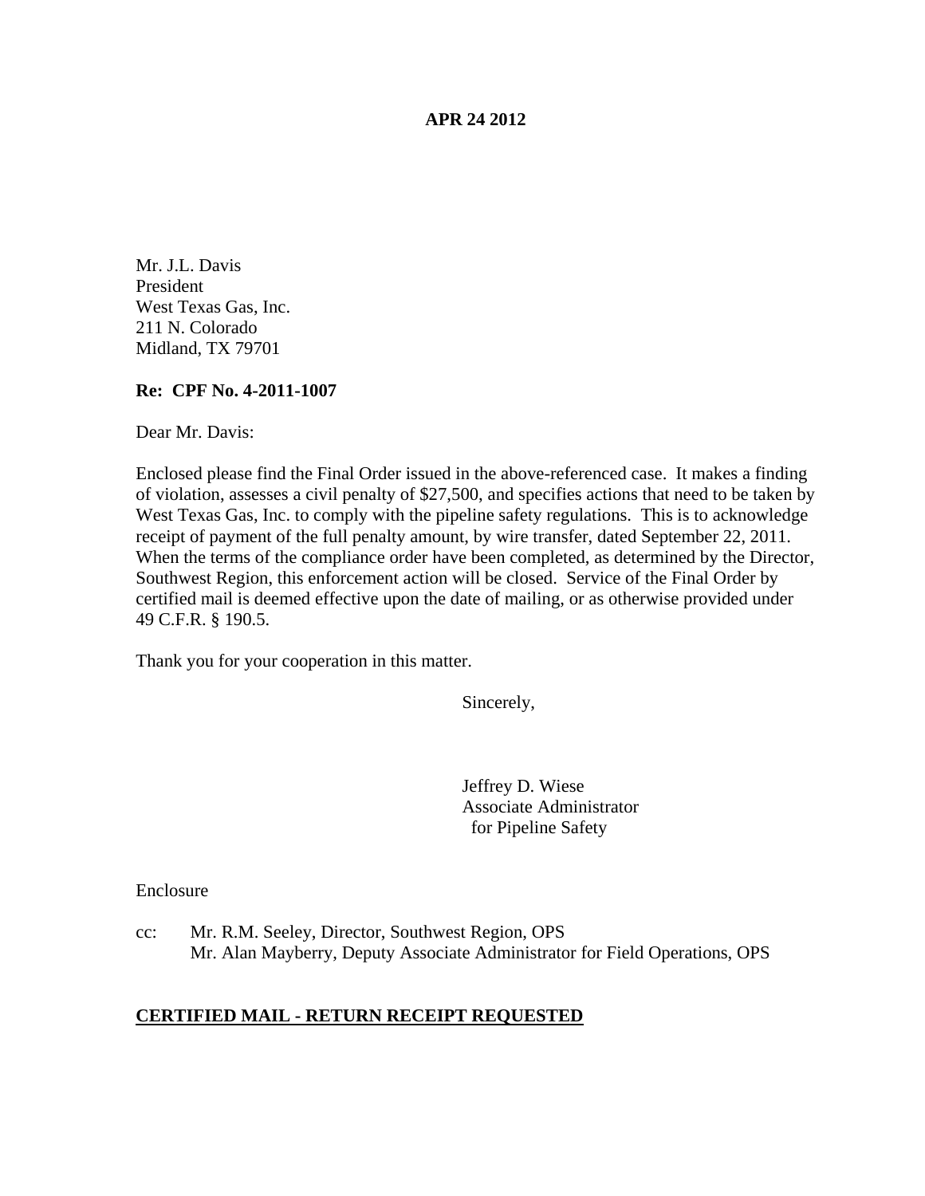**APR 24 2012**

Mr. J.L. Davis
President
West Texas Gas, Inc.
211 N. Colorado
Midland, TX 79701

**Re: CPF No. 4-2011-1007**

Dear Mr. Davis:

Enclosed please find the Final Order issued in the above-referenced case. It makes a finding of violation, assesses a civil penalty of $27,500, and specifies actions that need to be taken by West Texas Gas, Inc. to comply with the pipeline safety regulations. This is to acknowledge receipt of payment of the full penalty amount, by wire transfer, dated September 22, 2011. When the terms of the compliance order have been completed, as determined by the Director, Southwest Region, this enforcement action will be closed. Service of the Final Order by certified mail is deemed effective upon the date of mailing, or as otherwise provided under 49 C.F.R. § 190.5.

Thank you for your cooperation in this matter.

Sincerely,

Jeffrey D. Wiese
Associate Administrator
for Pipeline Safety

Enclosure

cc: Mr. R.M. Seeley, Director, Southwest Region, OPS
Mr. Alan Mayberry, Deputy Associate Administrator for Field Operations, OPS

**CERTIFIED MAIL - RETURN RECEIPT REQUESTED**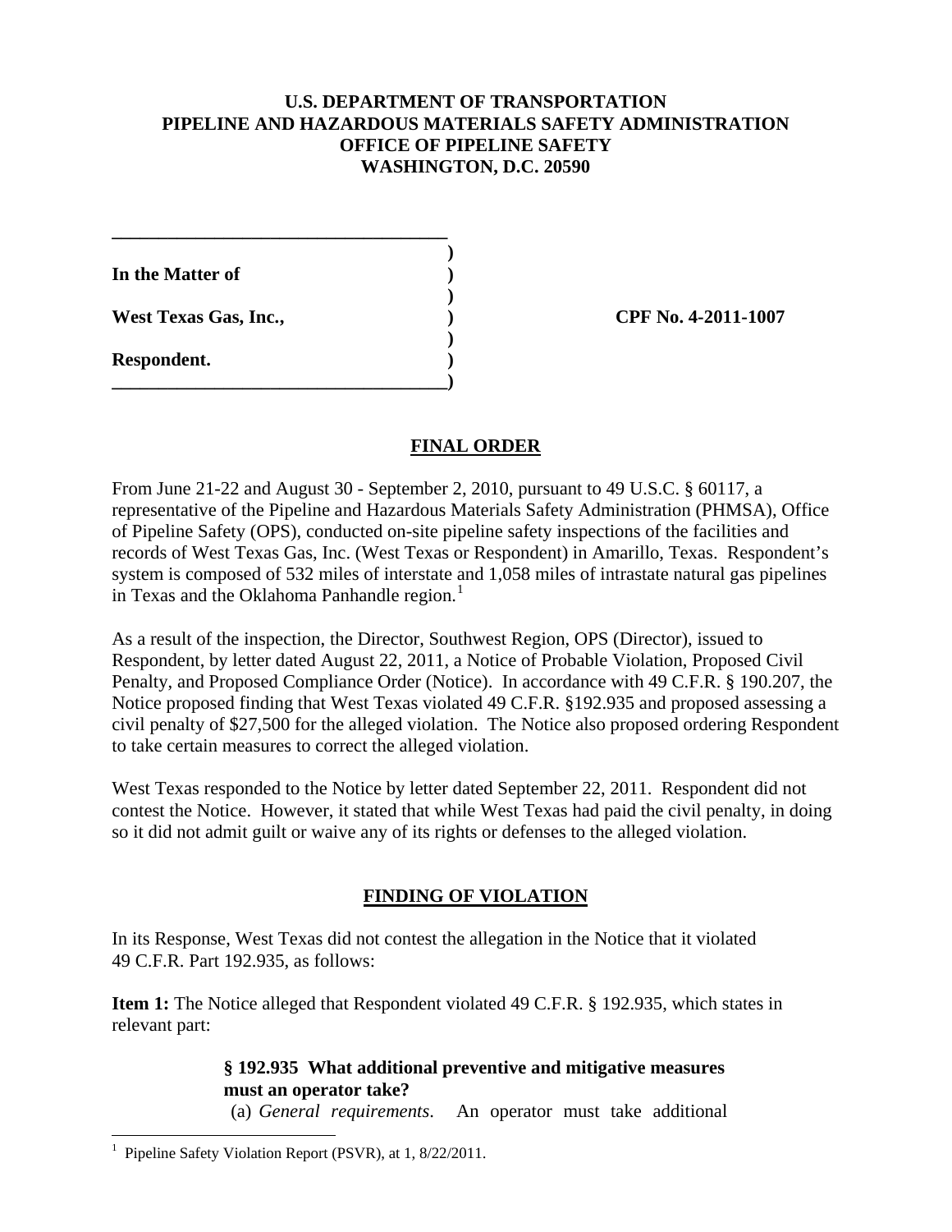**U.S. DEPARTMENT OF TRANSPORTATION**
**PIPELINE AND HAZARDOUS MATERIALS SAFETY ADMINISTRATION**
**OFFICE OF PIPELINE SAFETY**
**WASHINGTON, D.C. 20590**

| | | |
|---|---|---|
| **In the Matter of** | ) | |
| | ) | |
| **West Texas Gas, Inc.,** | ) | **CPF No. 4-2011-1007** |
| | ) | |
| **Respondent.** | ) | |

## FINAL ORDER

From June 21-22 and August 30 - September 2, 2010, pursuant to 49 U.S.C. § 60117, a representative of the Pipeline and Hazardous Materials Safety Administration (PHMSA), Office of Pipeline Safety (OPS), conducted on-site pipeline safety inspections of the facilities and records of West Texas Gas, Inc. (West Texas or Respondent) in Amarillo, Texas. Respondent's system is composed of 532 miles of interstate and 1,058 miles of intrastate natural gas pipelines in Texas and the Oklahoma Panhandle region.[1]

As a result of the inspection, the Director, Southwest Region, OPS (Director), issued to Respondent, by letter dated August 22, 2011, a Notice of Probable Violation, Proposed Civil Penalty, and Proposed Compliance Order (Notice). In accordance with 49 C.F.R. § 190.207, the Notice proposed finding that West Texas violated 49 C.F.R. §192.935 and proposed assessing a civil penalty of $27,500 for the alleged violation. The Notice also proposed ordering Respondent to take certain measures to correct the alleged violation.

West Texas responded to the Notice by letter dated September 22, 2011. Respondent did not contest the Notice. However, it stated that while West Texas had paid the civil penalty, in doing so it did not admit guilt or waive any of its rights or defenses to the alleged violation.

## FINDING OF VIOLATION

In its Response, West Texas did not contest the allegation in the Notice that it violated 49 C.F.R. Part 192.935, as follows:

**Item 1:** The Notice alleged that Respondent violated 49 C.F.R. § 192.935, which states in relevant part:

> **§ 192.935 What additional preventive and mitigative measures must an operator take?**
> (a) *General requirements*. An operator must take additional

[1] Pipeline Safety Violation Report (PSVR), at 1, 8/22/2011.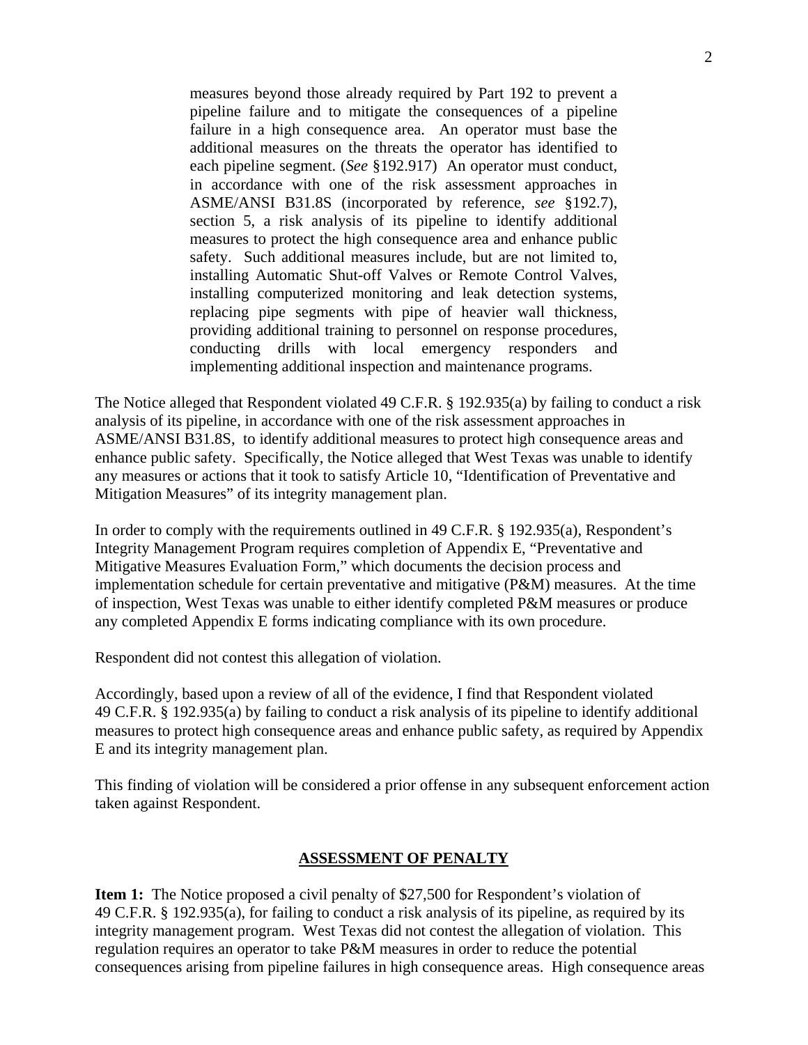> measures beyond those already required by Part 192 to prevent a pipeline failure and to mitigate the consequences of a pipeline failure in a high consequence area. An operator must base the additional measures on the threats the operator has identified to each pipeline segment. (*See* §192.917) An operator must conduct, in accordance with one of the risk assessment approaches in ASME/ANSI B31.8S (incorporated by reference, *see* §192.7), section 5, a risk analysis of its pipeline to identify additional measures to protect the high consequence area and enhance public safety. Such additional measures include, but are not limited to, installing Automatic Shut-off Valves or Remote Control Valves, installing computerized monitoring and leak detection systems, replacing pipe segments with pipe of heavier wall thickness, providing additional training to personnel on response procedures, conducting drills with local emergency responders and implementing additional inspection and maintenance programs.

The Notice alleged that Respondent violated 49 C.F.R. § 192.935(a) by failing to conduct a risk analysis of its pipeline, in accordance with one of the risk assessment approaches in ASME/ANSI B31.8S, to identify additional measures to protect high consequence areas and enhance public safety. Specifically, the Notice alleged that West Texas was unable to identify any measures or actions that it took to satisfy Article 10, "Identification of Preventative and Mitigation Measures" of its integrity management plan.

In order to comply with the requirements outlined in 49 C.F.R. § 192.935(a), Respondent's Integrity Management Program requires completion of Appendix E, "Preventative and Mitigative Measures Evaluation Form," which documents the decision process and implementation schedule for certain preventative and mitigative (P&M) measures. At the time of inspection, West Texas was unable to either identify completed P&M measures or produce any completed Appendix E forms indicating compliance with its own procedure.

Respondent did not contest this allegation of violation.

Accordingly, based upon a review of all of the evidence, I find that Respondent violated 49 C.F.R. § 192.935(a) by failing to conduct a risk analysis of its pipeline to identify additional measures to protect high consequence areas and enhance public safety, as required by Appendix E and its integrity management plan.

This finding of violation will be considered a prior offense in any subsequent enforcement action taken against Respondent.

## ASSESSMENT OF PENALTY

**Item 1:** The Notice proposed a civil penalty of $27,500 for Respondent's violation of 49 C.F.R. § 192.935(a), for failing to conduct a risk analysis of its pipeline, as required by its integrity management program. West Texas did not contest the allegation of violation. This regulation requires an operator to take P&M measures in order to reduce the potential consequences arising from pipeline failures in high consequence areas. High consequence areas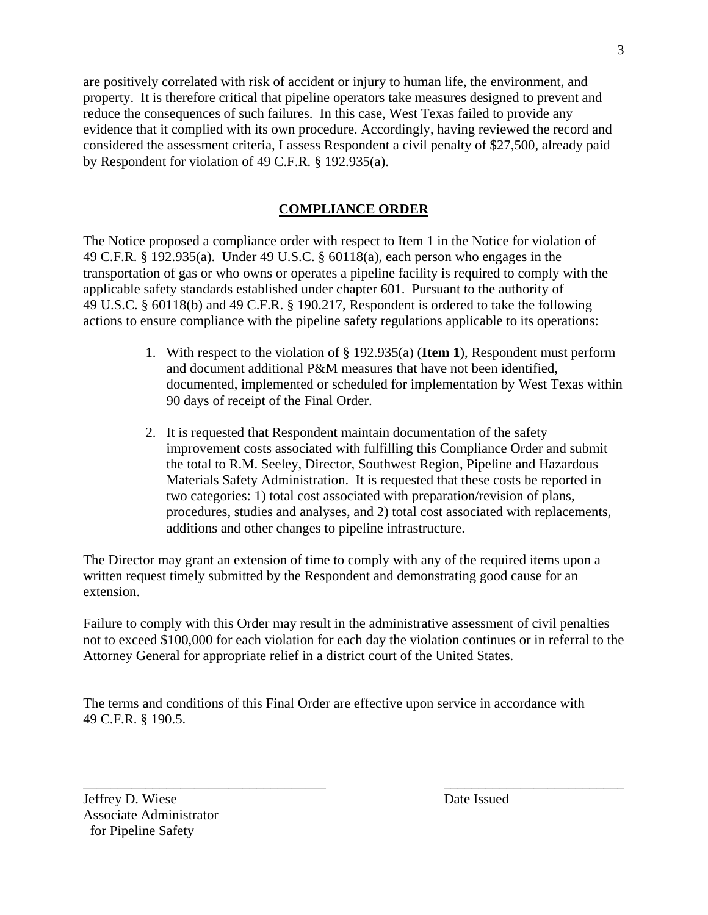are positively correlated with risk of accident or injury to human life, the environment, and property. It is therefore critical that pipeline operators take measures designed to prevent and reduce the consequences of such failures. In this case, West Texas failed to provide any evidence that it complied with its own procedure. Accordingly, having reviewed the record and considered the assessment criteria, I assess Respondent a civil penalty of $27,500, already paid by Respondent for violation of 49 C.F.R. § 192.935(a).

## COMPLIANCE ORDER

The Notice proposed a compliance order with respect to Item 1 in the Notice for violation of 49 C.F.R. § 192.935(a). Under 49 U.S.C. § 60118(a), each person who engages in the transportation of gas or who owns or operates a pipeline facility is required to comply with the applicable safety standards established under chapter 601. Pursuant to the authority of 49 U.S.C. § 60118(b) and 49 C.F.R. § 190.217, Respondent is ordered to take the following actions to ensure compliance with the pipeline safety regulations applicable to its operations:

1. With respect to the violation of § 192.935(a) (**Item 1**), Respondent must perform and document additional P&M measures that have not been identified, documented, implemented or scheduled for implementation by West Texas within 90 days of receipt of the Final Order.

2. It is requested that Respondent maintain documentation of the safety improvement costs associated with fulfilling this Compliance Order and submit the total to R.M. Seeley, Director, Southwest Region, Pipeline and Hazardous Materials Safety Administration. It is requested that these costs be reported in two categories: 1) total cost associated with preparation/revision of plans, procedures, studies and analyses, and 2) total cost associated with replacements, additions and other changes to pipeline infrastructure.

The Director may grant an extension of time to comply with any of the required items upon a written request timely submitted by the Respondent and demonstrating good cause for an extension.

Failure to comply with this Order may result in the administrative assessment of civil penalties not to exceed $100,000 for each violation for each day the violation continues or in referral to the Attorney General for appropriate relief in a district court of the United States.

The terms and conditions of this Final Order are effective upon service in accordance with 49 C.F.R. § 190.5.

\_\_\_\_\_\_\_\_\_\_\_\_\_\_\_\_\_\_\_\_\_\_\_\_\_\_\_\_\_\_\_\_\_\_\_\_
Jeffrey D. Wiese
Associate Administrator
for Pipeline Safety

\_\_\_\_\_\_\_\_\_\_\_\_\_\_\_\_\_\_\_\_\_\_\_\_\_\_\_
Date Issued